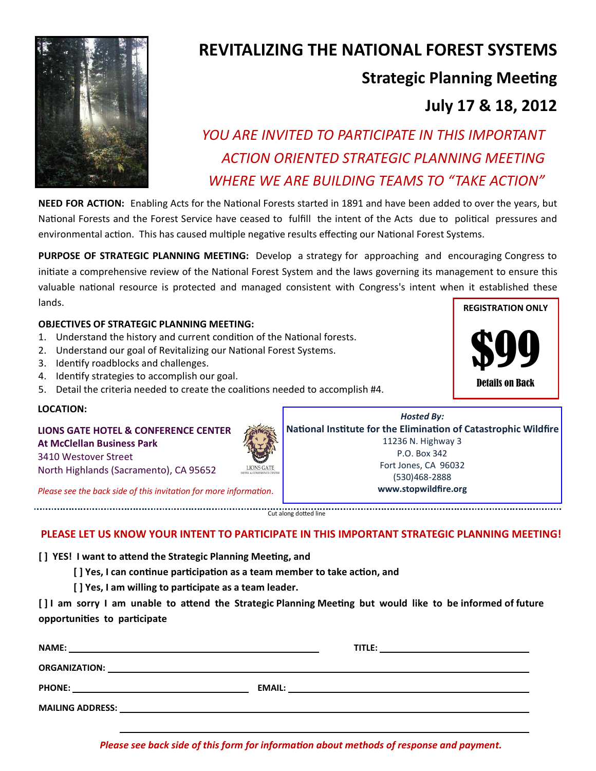# REVITALIZING THE NATIONAL FOREST SYSTEMS

## Strategic Planning Meeting

## July 17 & 18, 2012

*YOU ARE INVITED TO PARTICIPATE IN THIS IMPORTANT ACTION ORIENTED STRATEGIC PLANNING MEETING WHERE WE ARE BUILDING TEAMS TO "TAKE ACTION"*

**NEED FOR ACTION:** Enabling Acts for the National Forests started in 1891 and have been added to over the years, but National Forests and the Forest Service have ceased to fulfill the intent of the Acts due to political pressures and environmental action. This has caused multiple negative results effecting our National Forest Systems.

**PURPOSE OF STRATEGIC PLANNING MEETING:** Develop a strategy for approaching and encouraging Congress to initiate a comprehensive review of the National Forest System and the laws governing its management to ensure this valuable national resource is protected and managed consistent with Congress's intent when it established these lands.

**REGISTRATION ONLY**

**$99**

**Details on Back**

**OBJECTIVES OF STRATEGIC PLANNING MEETING:**

1. Understand the history and current condition of the National forests.
2. Understand our goal of Revitalizing our National Forest Systems.
3. Identify roadblocks and challenges.
4. Identify strategies to accomplish our goal.
5. Detail the criteria needed to create the coalitions needed to accomplish #4.

**LOCATION:**

**LIONS GATE HOTEL & CONFERENCE CENTER**
**At McClellan Business Park**
3410 Westover Street
North Highlands (Sacramento), CA 95652

*Please see the back side of this invitation for more information.*

*Hosted By:*
**National Institute for the Elimination of Catastrophic Wildfire**
11236 N. Highway 3
P.O. Box 342
Fort Jones, CA 96032
(530)468-2888
**www.stopwildfire.org**

Cut along dotted line

---

**PLEASE LET US KNOW YOUR INTENT TO PARTICIPATE IN THIS IMPORTANT STRATEGIC PLANNING MEETING!**

**[ ] YES! I want to attend the Strategic Planning Meeting, and**

- **[ ] Yes, I can continue participation as a team member to take action, and**
- **[ ] Yes, I am willing to participate as a team leader.**

**[ ] I am sorry I am unable to attend the Strategic Planning Meeting but would like to be informed of future opportunities to participate**

**NAME:** ______________________ **TITLE:** ______________________

**ORGANIZATION:** ______________________

**PHONE:** ______________________ **EMAIL:** ______________________

**MAILING ADDRESS:** ______________________

______________________

*Please see back side of this form for information about methods of response and payment.*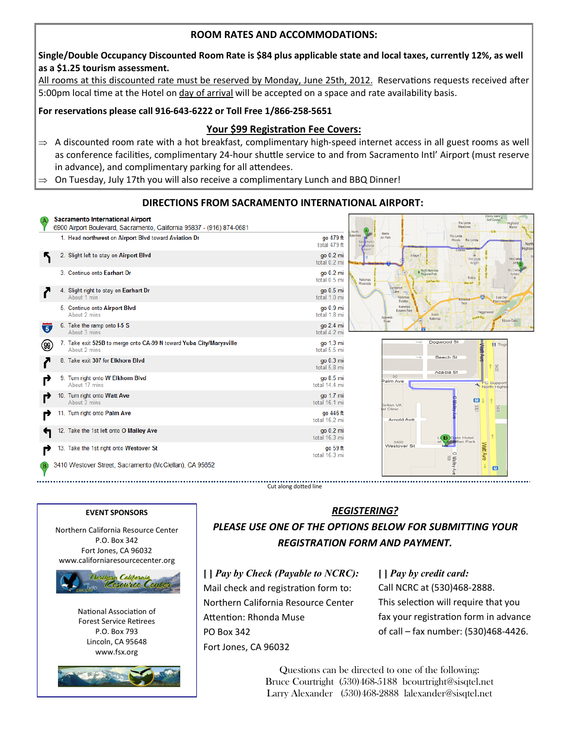## ROOM RATES AND ACCOMMODATIONS:

**Single/Double Occupancy Discounted Room Rate is $84 plus applicable state and local taxes, currently 12%, as well as a $1.25 tourism assessment.**

All rooms at this discounted rate must be reserved by Monday, June 25th, 2012. Reservations requests received after 5:00pm local time at the Hotel on day of arrival will be accepted on a space and rate availability basis.

**For reservations please call 916-643-6222 or Toll Free 1/866-258-5651**

### Your $99 Registration Fee Covers:

- ⇒ A discounted room rate with a hot breakfast, complimentary high-speed internet access in all guest rooms as well as conference facilities, complimentary 24-hour shuttle service to and from Sacramento Intl' Airport (must reserve in advance), and complimentary parking for all attendees.
- ⇒ On Tuesday, July 17th you will also receive a complimentary Lunch and BBQ Dinner!

## DIRECTIONS FROM SACRAMENTO INTERNATIONAL AIRPORT:

**Sacramento International Airport**
6900 Airport Boulevard, Sacramento, California 95837 - (916) 874-0681

| | | |
|---|---|---|
| 1. Head northwest on **Airport Blvd** toward **Aviation Dr** | go 479 ft | total 479 ft |
| 2. Slight left to stay on **Airport Blvd** | go 0.2 mi | total 0.2 mi |
| 3. Continue onto **Earhart Dr** | go 0.2 mi | total 0.5 mi |
| 4. Slight right to stay on **Earhart Dr** (About 1 min) | go 0.5 mi | total 1.0 mi |
| 5. Continue onto **Airport Blvd** (About 2 mins) | go 0.9 mi | total 1.8 mi |
| 6. Take the ramp onto **I-5 S** (About 3 mins) | go 2.4 mi | total 4.2 mi |
| 7. Take exit **525B** to merge onto **CA-99 N** toward **Yuba City/Marysville** (About 2 mins) | go 1.3 mi | total 5.5 mi |
| 8. Take exit **307** for **Elkhorn Blvd** | go 0.3 mi | total 5.8 mi |
| 9. Turn right onto **W Elkhorn Blvd** (About 17 mins) | go 8.5 mi | total 14.4 mi |
| 10. Turn right onto **Watt Ave** (About 3 mins) | go 1.7 mi | total 16.1 mi |
| 11. Turn right onto **Palm Ave** | go 446 ft | total 16.2 mi |
| 12. Take the 1st left onto **O Malley Ave** | go 0.2 mi | total 16.3 mi |
| 13. Take the 1st right onto **Westover St** | go 59 ft | total 16.3 mi |

3410 Westover Street, Sacramento (McClellan), CA 95652

Cut along dotted line

**EVENT SPONSORS**

Northern California Resource Center
P.O. Box 342
Fort Jones, CA 96032
www.californiaresourcecenter.org

National Association of
Forest Service Retirees
P.O. Box 793
Lincoln, CA 95648
www.fsx.org

## *REGISTERING?*

***PLEASE USE ONE OF THE OPTIONS BELOW FOR SUBMITTING YOUR REGISTRATION FORM AND PAYMENT.***

***[ ] Pay by Check (Payable to NCRC):***
Mail check and registration form to:
Northern California Resource Center
Attention: Rhonda Muse
PO Box 342
Fort Jones, CA 96032

***[ ] Pay by credit card:***
Call NCRC at (530)468-2888.
This selection will require that you fax your registration form in advance of call – fax number: (530)468-4426.

Questions can be directed to one of the following:
Bruce Courtright (530)468-5188 bcourtright@sisqtel.net
Larry Alexander (530)468-2888 lalexander@sisqtel.net